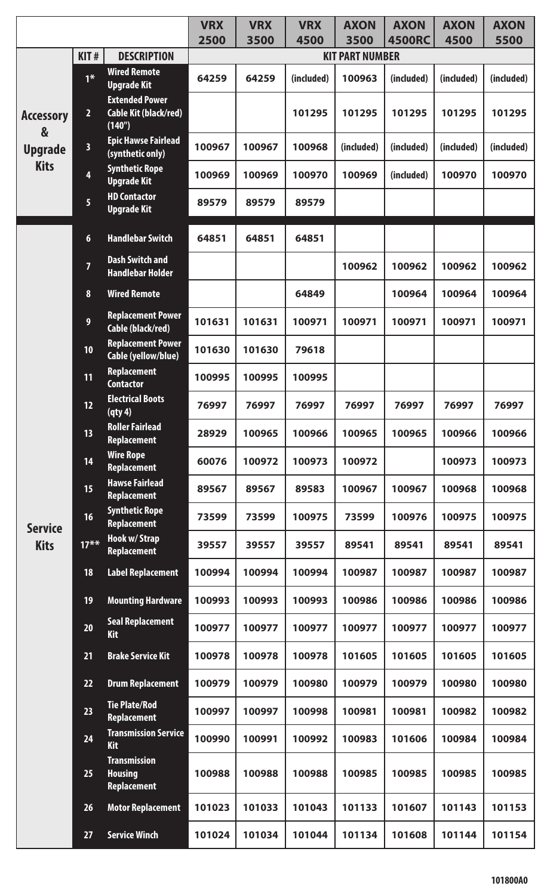| | | | VRX 2500 | VRX 3500 | VRX 4500 | AXON 3500 | AXON 4500RC | AXON 4500 | AXON 5500 |
|---|---|---|---|---|---|---|---|---|---|
| | KIT # | DESCRIPTION | KIT PART NUMBER | | | | | | |
| Accessory & Upgrade Kits | 1* | Wired Remote Upgrade Kit | 64259 | 64259 | (included) | 100963 | (included) | (included) | (included) |
| | 2 | Extended Power Cable Kit (black/red) (140") | | | 101295 | 101295 | 101295 | 101295 | 101295 |
| | 3 | Epic Hawse Fairlead (synthetic only) | 100967 | 100967 | 100968 | (included) | (included) | (included) | (included) |
| | 4 | Synthetic Rope Upgrade Kit | 100969 | 100969 | 100970 | 100969 | (included) | 100970 | 100970 |
| | 5 | HD Contactor Upgrade Kit | 89579 | 89579 | 89579 | | | | |
| Service Kits | 6 | Handlebar Switch | 64851 | 64851 | 64851 | | | | |
| | 7 | Dash Switch and Handlebar Holder | | | | 100962 | 100962 | 100962 | 100962 |
| | 8 | Wired Remote | | | 64849 | | 100964 | 100964 | 100964 |
| | 9 | Replacement Power Cable (black/red) | 101631 | 101631 | 100971 | 100971 | 100971 | 100971 | 100971 |
| | 10 | Replacement Power Cable (yellow/blue) | 101630 | 101630 | 79618 | | | | |
| | 11 | Replacement Contactor | 100995 | 100995 | 100995 | | | | |
| | 12 | Electrical Boots (qty 4) | 76997 | 76997 | 76997 | 76997 | 76997 | 76997 | 76997 |
| | 13 | Roller Fairlead Replacement | 28929 | 100965 | 100966 | 100965 | 100965 | 100966 | 100966 |
| | 14 | Wire Rope Replacement | 60076 | 100972 | 100973 | 100972 | | 100973 | 100973 |
| | 15 | Hawse Fairlead Replacement | 89567 | 89567 | 89583 | 100967 | 100967 | 100968 | 100968 |
| | 16 | Synthetic Rope Replacement | 73599 | 73599 | 100975 | 73599 | 100976 | 100975 | 100975 |
| | 17** | Hook w/ Strap Replacement | 39557 | 39557 | 39557 | 89541 | 89541 | 89541 | 89541 |
| | 18 | Label Replacement | 100994 | 100994 | 100994 | 100987 | 100987 | 100987 | 100987 |
| | 19 | Mounting Hardware | 100993 | 100993 | 100993 | 100986 | 100986 | 100986 | 100986 |
| | 20 | Seal Replacement Kit | 100977 | 100977 | 100977 | 100977 | 100977 | 100977 | 100977 |
| | 21 | Brake Service Kit | 100978 | 100978 | 100978 | 101605 | 101605 | 101605 | 101605 |
| | 22 | Drum Replacement | 100979 | 100979 | 100980 | 100979 | 100979 | 100980 | 100980 |
| | 23 | Tie Plate/Rod Replacement | 100997 | 100997 | 100998 | 100981 | 100981 | 100982 | 100982 |
| | 24 | Transmission Service Kit | 100990 | 100991 | 100992 | 100983 | 101606 | 100984 | 100984 |
| | 25 | Transmission Housing Replacement | 100988 | 100988 | 100988 | 100985 | 100985 | 100985 | 100985 |
| | 26 | Motor Replacement | 101023 | 101033 | 101043 | 101133 | 101607 | 101143 | 101153 |
| | 27 | Service Winch | 101024 | 101034 | 101044 | 101134 | 101608 | 101144 | 101154 |

101800A0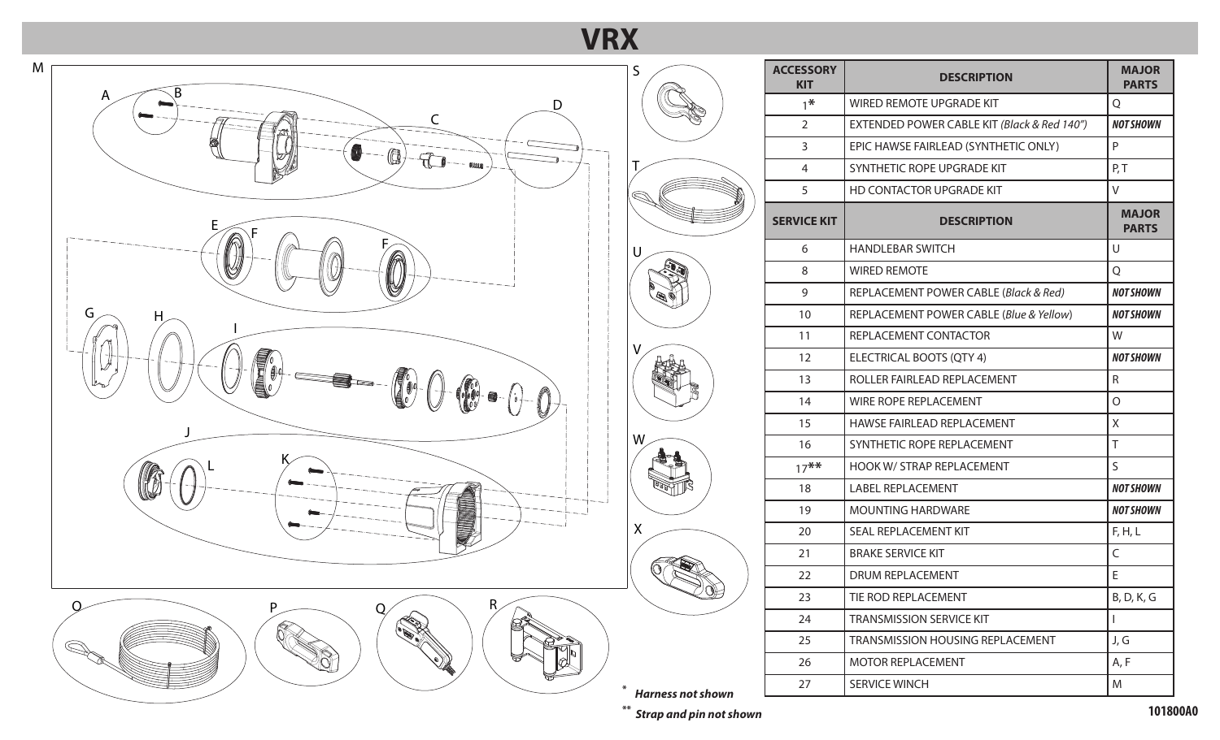# VRX

| ACCESSORY KIT | DESCRIPTION | MAJOR PARTS |
|---|---|---|
| 1* | WIRED REMOTE UPGRADE KIT | Q |
| 2 | EXTENDED POWER CABLE KIT *(Black & Red 140")* | ***NOT SHOWN*** |
| 3 | EPIC HAWSE FAIRLEAD (SYNTHETIC ONLY) | P |
| 4 | SYNTHETIC ROPE UPGRADE KIT | P, T |
| 5 | HD CONTACTOR UPGRADE KIT | V |
| **SERVICE KIT** | **DESCRIPTION** | **MAJOR PARTS** |
| 6 | HANDLEBAR SWITCH | U |
| 8 | WIRED REMOTE | Q |
| 9 | REPLACEMENT POWER CABLE (*Black & Red*) | ***NOT SHOWN*** |
| 10 | REPLACEMENT POWER CABLE (*Blue & Yellow*) | ***NOT SHOWN*** |
| 11 | REPLACEMENT CONTACTOR | W |
| 12 | ELECTRICAL BOOTS (QTY 4) | ***NOT SHOWN*** |
| 13 | ROLLER FAIRLEAD REPLACEMENT | R |
| 14 | WIRE ROPE REPLACEMENT | O |
| 15 | HAWSE FAIRLEAD REPLACEMENT | X |
| 16 | SYNTHETIC ROPE REPLACEMENT | T |
| 17** | HOOK W/ STRAP REPLACEMENT | S |
| 18 | LABEL REPLACEMENT | ***NOT SHOWN*** |
| 19 | MOUNTING HARDWARE | ***NOT SHOWN*** |
| 20 | SEAL REPLACEMENT KIT | F, H, L |
| 21 | BRAKE SERVICE KIT | C |
| 22 | DRUM REPLACEMENT | E |
| 23 | TIE ROD REPLACEMENT | B, D, K, G |
| 24 | TRANSMISSION SERVICE KIT | I |
| 25 | TRANSMISSION HOUSING REPLACEMENT | J, G |
| 26 | MOTOR REPLACEMENT | A, F |
| 27 | SERVICE WINCH | M |

\* ***Harness not shown***

\*\* ***Strap and pin not shown***

101800A0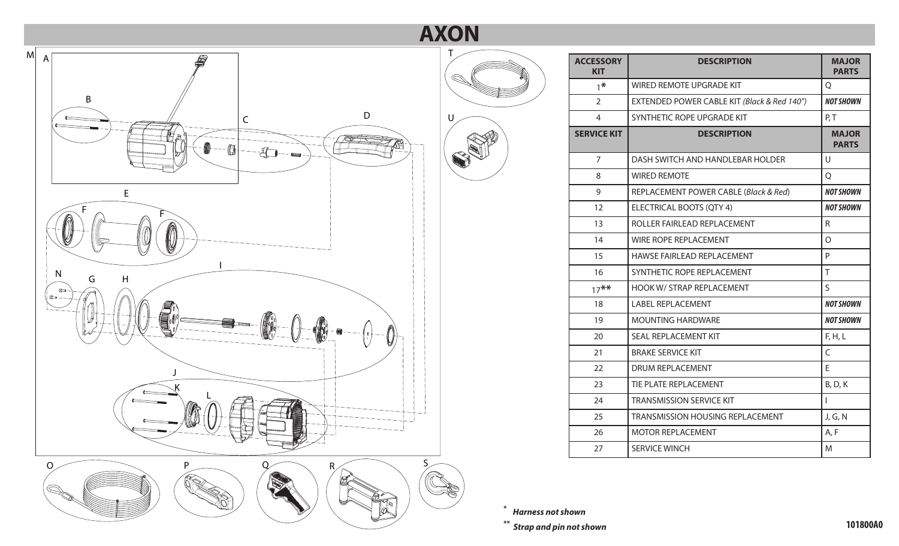# AXON

| ACCESSORY KIT | DESCRIPTION | MAJOR PARTS |
|---|---|---|
| 1* | WIRED REMOTE UPGRADE KIT | Q |
| 2 | EXTENDED POWER CABLE KIT *(Black & Red 140")* | ***NOT SHOWN*** |
| 4 | SYNTHETIC ROPE UPGRADE KIT | P, T |
| **SERVICE KIT** | **DESCRIPTION** | **MAJOR PARTS** |
| 7 | DASH SWITCH AND HANDLEBAR HOLDER | U |
| 8 | WIRED REMOTE | Q |
| 9 | REPLACEMENT POWER CABLE (*Black & Red*) | ***NOT SHOWN*** |
| 12 | ELECTRICAL BOOTS (QTY 4) | ***NOT SHOWN*** |
| 13 | ROLLER FAIRLEAD REPLACEMENT | R |
| 14 | WIRE ROPE REPLACEMENT | O |
| 15 | HAWSE FAIRLEAD REPLACEMENT | P |
| 16 | SYNTHETIC ROPE REPLACEMENT | T |
| 17** | HOOK W/ STRAP REPLACEMENT | S |
| 18 | LABEL REPLACEMENT | ***NOT SHOWN*** |
| 19 | MOUNTING HARDWARE | ***NOT SHOWN*** |
| 20 | SEAL REPLACEMENT KIT | F, H, L |
| 21 | BRAKE SERVICE KIT | C |
| 22 | DRUM REPLACEMENT | E |
| 23 | TIE PLATE REPLACEMENT | B, D, K |
| 24 | TRANSMISSION SERVICE KIT | I |
| 25 | TRANSMISSION HOUSING REPLACEMENT | J, G, N |
| 26 | MOTOR REPLACEMENT | A, F |
| 27 | SERVICE WINCH | M |

M A B C D E F F N G H I J K L O P Q R S T U

*\* Harness not shown*

*\*\* Strap and pin not shown*

101800A0